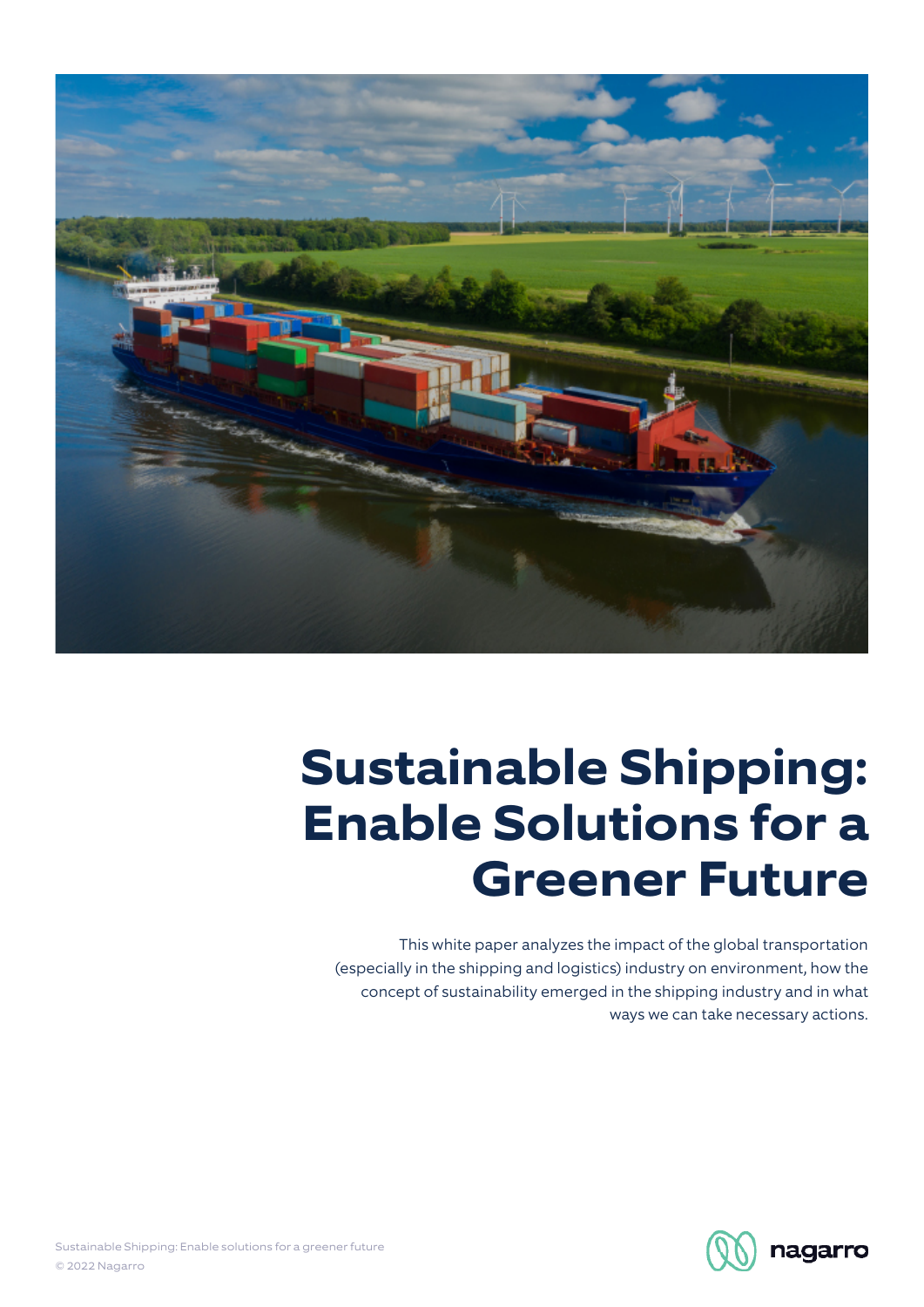# Sustainable Shipping: Enable Solutions for a Greener Future

This white paper analyzes the impact of the global transportation (especially in the shipping and logistics) industry on environment, how the concept of sustainability emerged in the shipping industry and in what ways we can take necessary actions.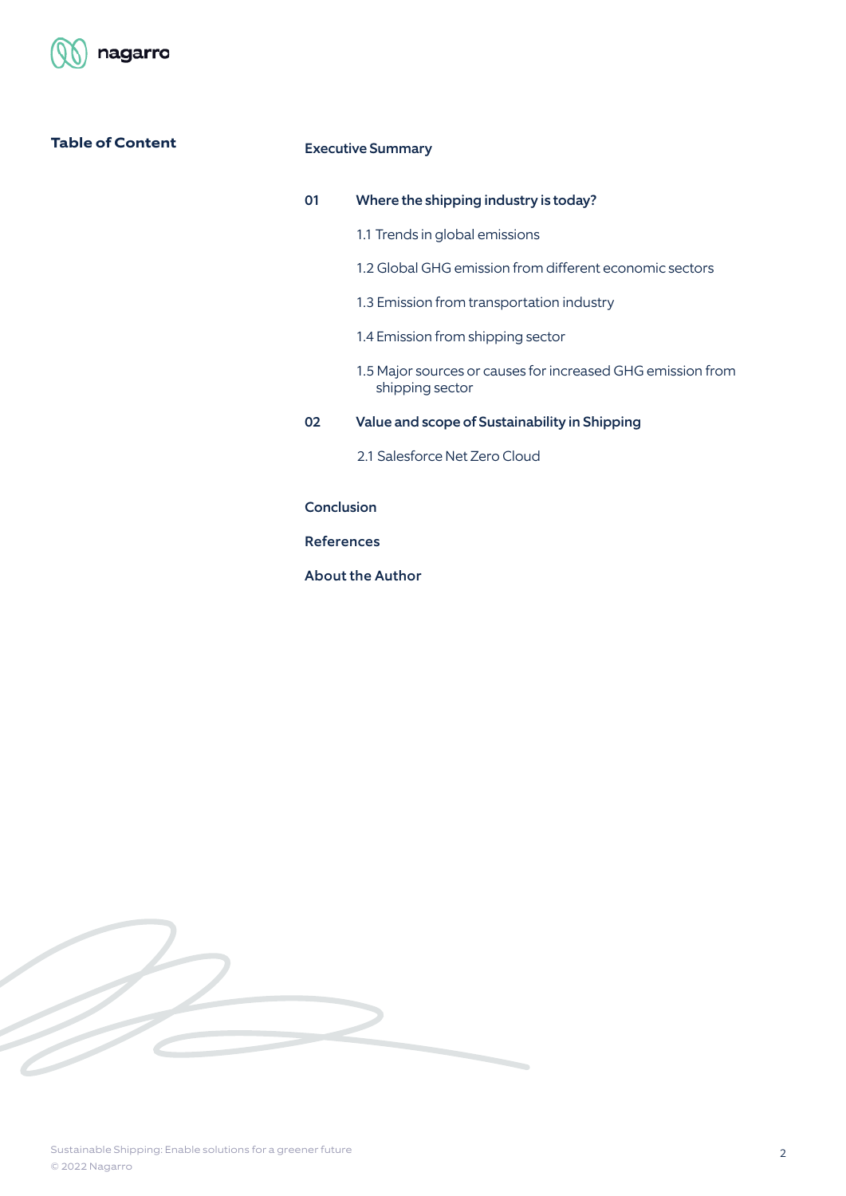## Table of Content

**Executive Summary**

**01 Where the shipping industry is today?**

- 1.1 Trends in global emissions
- 1.2 Global GHG emission from different economic sectors
- 1.3 Emission from transportation industry
- 1.4 Emission from shipping sector
- 1.5 Major sources or causes for increased GHG emission from shipping sector

**02 Value and scope of Sustainability in Shipping**

- 2.1 Salesforce Net Zero Cloud

**Conclusion**

**References**

**About the Author**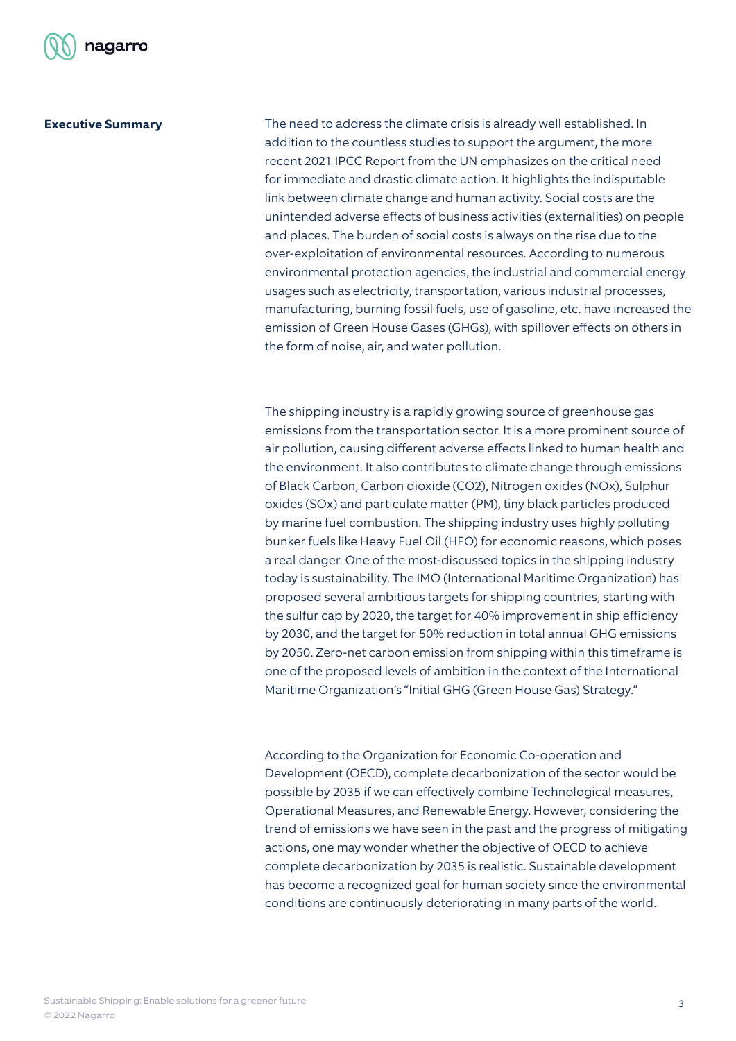## Executive Summary

The need to address the climate crisis is already well established. In addition to the countless studies to support the argument, the more recent 2021 IPCC Report from the UN emphasizes on the critical need for immediate and drastic climate action. It highlights the indisputable link between climate change and human activity. Social costs are the unintended adverse effects of business activities (externalities) on people and places. The burden of social costs is always on the rise due to the over-exploitation of environmental resources. According to numerous environmental protection agencies, the industrial and commercial energy usages such as electricity, transportation, various industrial processes, manufacturing, burning fossil fuels, use of gasoline, etc. have increased the emission of Green House Gases (GHGs), with spillover effects on others in the form of noise, air, and water pollution.

The shipping industry is a rapidly growing source of greenhouse gas emissions from the transportation sector. It is a more prominent source of air pollution, causing different adverse effects linked to human health and the environment. It also contributes to climate change through emissions of Black Carbon, Carbon dioxide ($CO_2$), Nitrogen oxides ($NO_x$), Sulphur oxides ($SO_x$) and particulate matter (PM), tiny black particles produced by marine fuel combustion. The shipping industry uses highly polluting bunker fuels like Heavy Fuel Oil (HFO) for economic reasons, which poses a real danger. One of the most-discussed topics in the shipping industry today is sustainability. The IMO (International Maritime Organization) has proposed several ambitious targets for shipping countries, starting with the sulfur cap by 2020, the target for 40% improvement in ship efficiency by 2030, and the target for 50% reduction in total annual GHG emissions by 2050. Zero-net carbon emission from shipping within this timeframe is one of the proposed levels of ambition in the context of the International Maritime Organization's "Initial GHG (Green House Gas) Strategy."

According to the Organization for Economic Co-operation and Development (OECD), complete decarbonization of the sector would be possible by 2035 if we can effectively combine Technological measures, Operational Measures, and Renewable Energy. However, considering the trend of emissions we have seen in the past and the progress of mitigating actions, one may wonder whether the objective of OECD to achieve complete decarbonization by 2035 is realistic. Sustainable development has become a recognized goal for human society since the environmental conditions are continuously deteriorating in many parts of the world.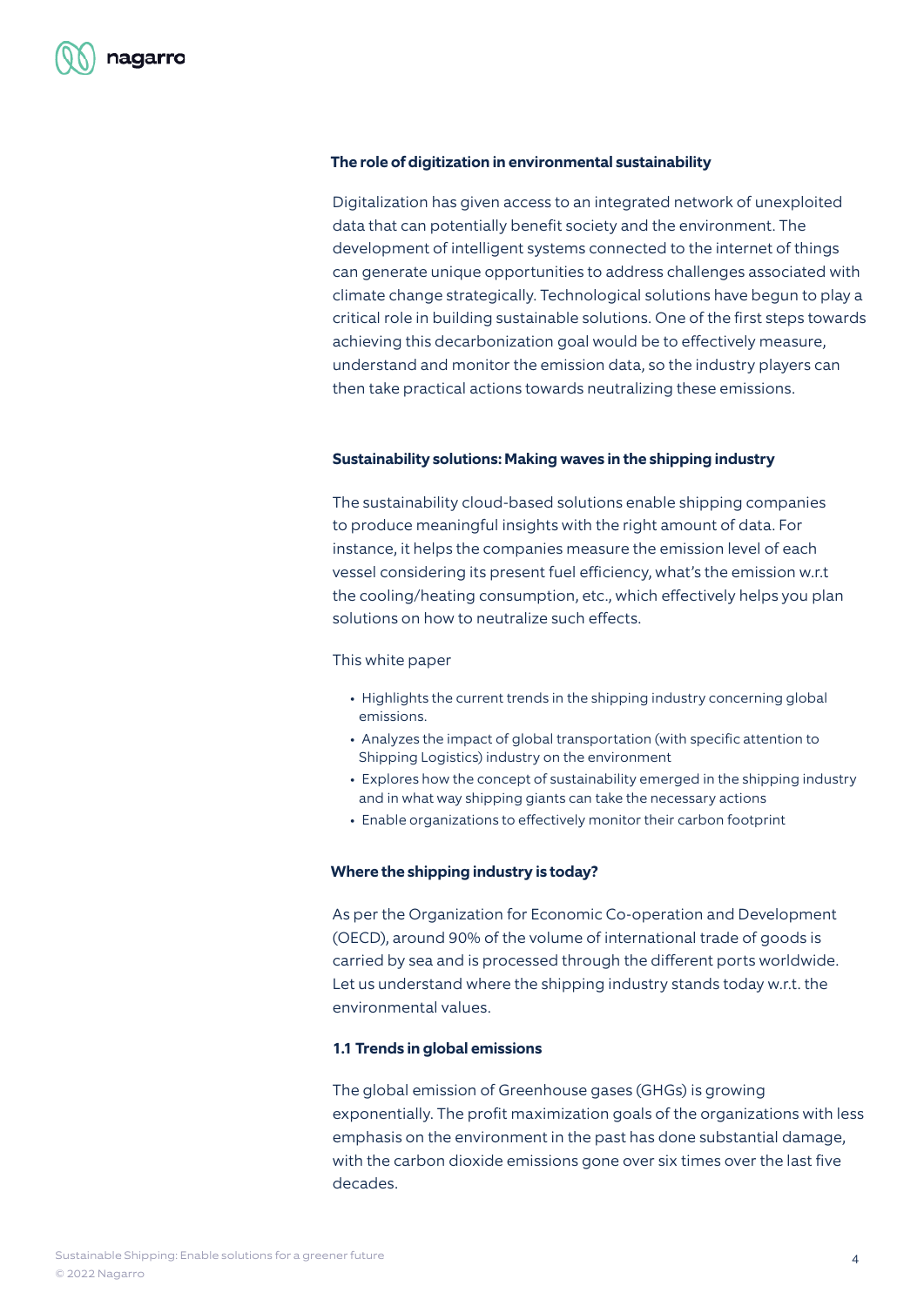### The role of digitization in environmental sustainability

Digitalization has given access to an integrated network of unexploited data that can potentially benefit society and the environment. The development of intelligent systems connected to the internet of things can generate unique opportunities to address challenges associated with climate change strategically. Technological solutions have begun to play a critical role in building sustainable solutions. One of the first steps towards achieving this decarbonization goal would be to effectively measure, understand and monitor the emission data, so the industry players can then take practical actions towards neutralizing these emissions.

### Sustainability solutions: Making waves in the shipping industry

The sustainability cloud-based solutions enable shipping companies to produce meaningful insights with the right amount of data. For instance, it helps the companies measure the emission level of each vessel considering its present fuel efficiency, what's the emission w.r.t the cooling/heating consumption, etc., which effectively helps you plan solutions on how to neutralize such effects.

This white paper

- Highlights the current trends in the shipping industry concerning global emissions.
- Analyzes the impact of global transportation (with specific attention to Shipping Logistics) industry on the environment
- Explores how the concept of sustainability emerged in the shipping industry and in what way shipping giants can take the necessary actions
- Enable organizations to effectively monitor their carbon footprint

### Where the shipping industry is today?

As per the Organization for Economic Co-operation and Development (OECD), around 90% of the volume of international trade of goods is carried by sea and is processed through the different ports worldwide. Let us understand where the shipping industry stands today w.r.t. the environmental values.

#### 1.1 Trends in global emissions

The global emission of Greenhouse gases (GHGs) is growing exponentially. The profit maximization goals of the organizations with less emphasis on the environment in the past has done substantial damage, with the carbon dioxide emissions gone over six times over the last five decades.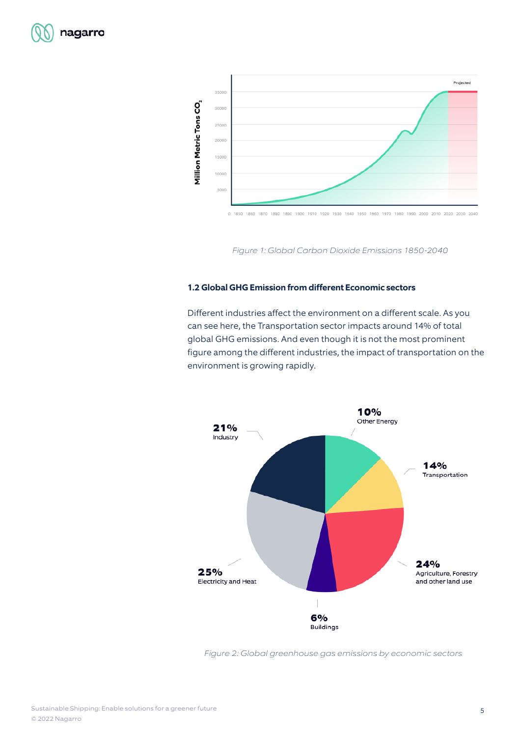Figure 1: Global Carbon Dioxide Emissions 1850-2040

### 1.2 Global GHG Emission from different Economic sectors

Different industries affect the environment on a different scale. As you can see here, the Transportation sector impacts around 14% of total global GHG emissions. And even though it is not the most prominent figure among the different industries, the impact of transportation on the environment is growing rapidly.

Figure 2: Global greenhouse gas emissions by economic sectors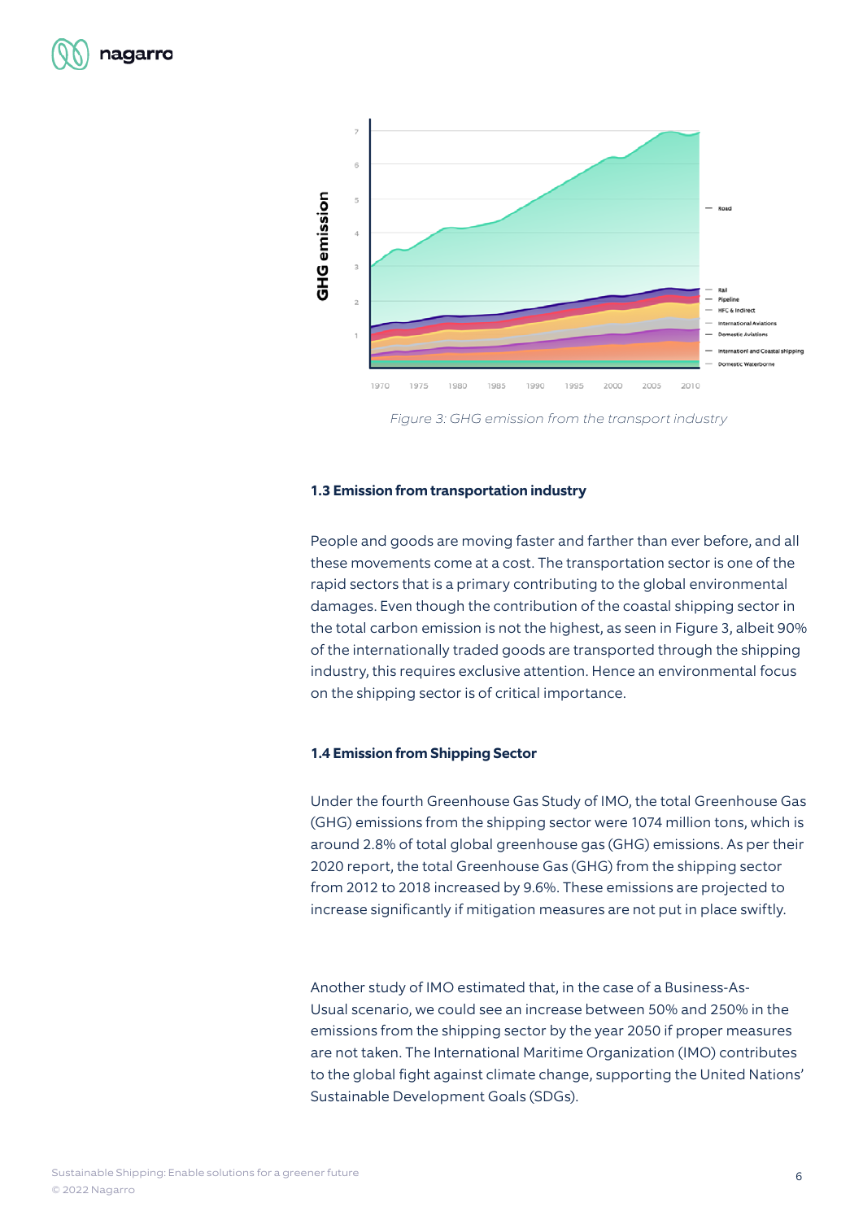Figure 3: GHG emission from the transport industry

### 1.3 Emission from transportation industry

People and goods are moving faster and farther than ever before, and all these movements come at a cost. The transportation sector is one of the rapid sectors that is a primary contributing to the global environmental damages. Even though the contribution of the coastal shipping sector in the total carbon emission is not the highest, as seen in Figure 3, albeit 90% of the internationally traded goods are transported through the shipping industry, this requires exclusive attention. Hence an environmental focus on the shipping sector is of critical importance.

### 1.4 Emission from Shipping Sector

Under the fourth Greenhouse Gas Study of IMO, the total Greenhouse Gas (GHG) emissions from the shipping sector were 1074 million tons, which is around 2.8% of total global greenhouse gas (GHG) emissions. As per their 2020 report, the total Greenhouse Gas (GHG) from the shipping sector from 2012 to 2018 increased by 9.6%. These emissions are projected to increase significantly if mitigation measures are not put in place swiftly.

Another study of IMO estimated that, in the case of a Business-As-Usual scenario, we could see an increase between 50% and 250% in the emissions from the shipping sector by the year 2050 if proper measures are not taken. The International Maritime Organization (IMO) contributes to the global fight against climate change, supporting the United Nations' Sustainable Development Goals (SDGs).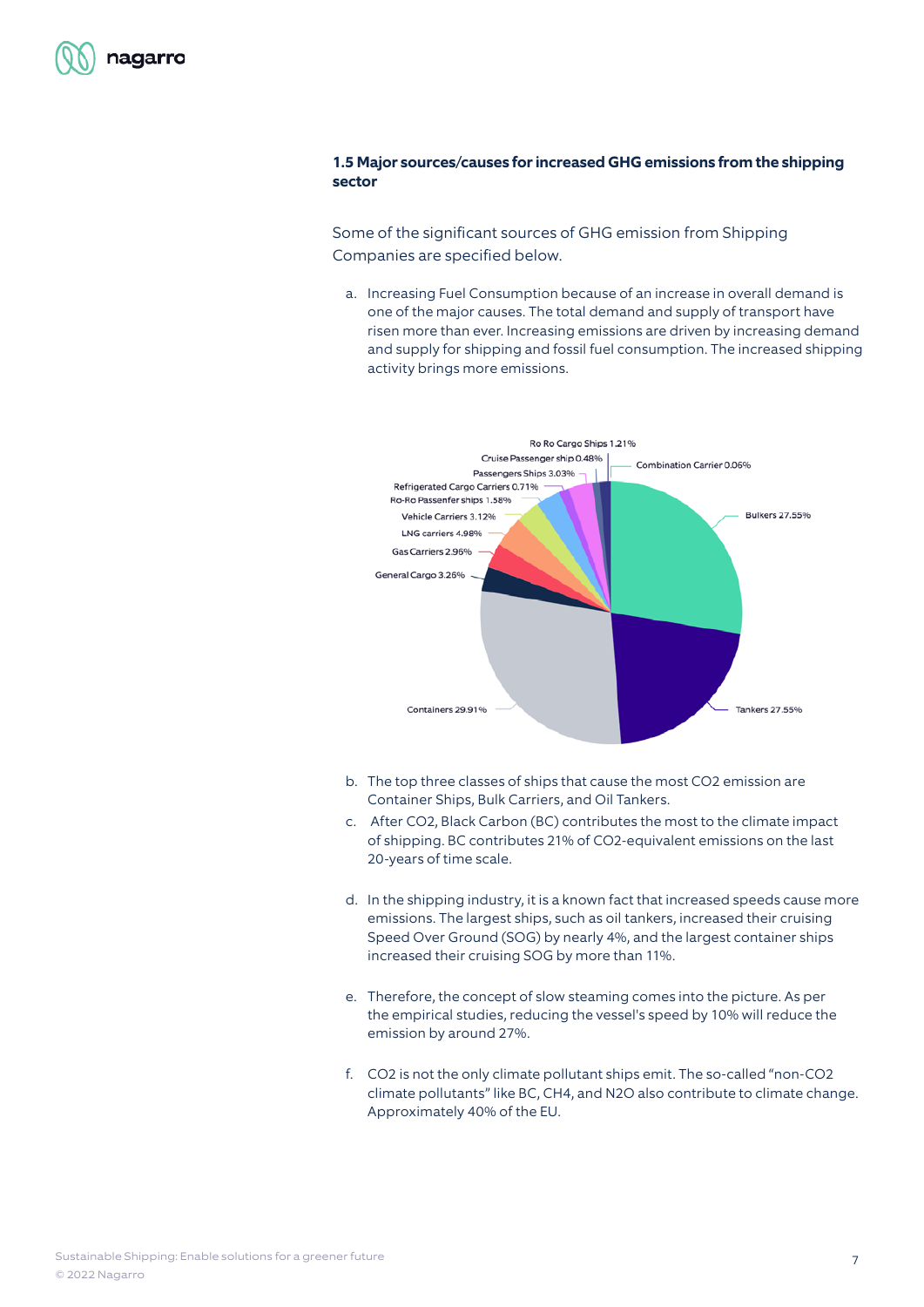### 1.5 Major sources/causes for increased GHG emissions from the shipping sector

Some of the significant sources of GHG emission from Shipping Companies are specified below.

a. Increasing Fuel Consumption because of an increase in overall demand is one of the major causes. The total demand and supply of transport have risen more than ever. Increasing emissions are driven by increasing demand and supply for shipping and fossil fuel consumption. The increased shipping activity brings more emissions.

Ro Ro Cargo Ships 1.21%
Cruise Passenger ship 0.48%
Passengers Ships 3.03%
Refrigerated Cargo Carriers 0.71%
Ro-Ro Passenfer ships 1.58%
Vehicle Carriers 3.12%
LNG carriers 4.98%
Gas Carriers 2.96%
General Cargo 3.26%
Containers 29.91%
Combination Carrier 0.06%
Bulkers 27.55%
Tankers 27.55%

b. The top three classes of ships that cause the most $CO_2$ emission are Container Ships, Bulk Carriers, and Oil Tankers.

c. After $CO_2$, Black Carbon (BC) contributes the most to the climate impact of shipping. BC contributes 21% of $CO_2$-equivalent emissions on the last 20-years of time scale.

d. In the shipping industry, it is a known fact that increased speeds cause more emissions. The largest ships, such as oil tankers, increased their cruising Speed Over Ground (SOG) by nearly 4%, and the largest container ships increased their cruising SOG by more than 11%.

e. Therefore, the concept of slow steaming comes into the picture. As per the empirical studies, reducing the vessel's speed by 10% will reduce the emission by around 27%.

f. $CO_2$ is not the only climate pollutant ships emit. The so-called "non-$CO_2$ climate pollutants" like BC, $CH_4$, and $N_2O$ also contribute to climate change. Approximately 40% of the EU.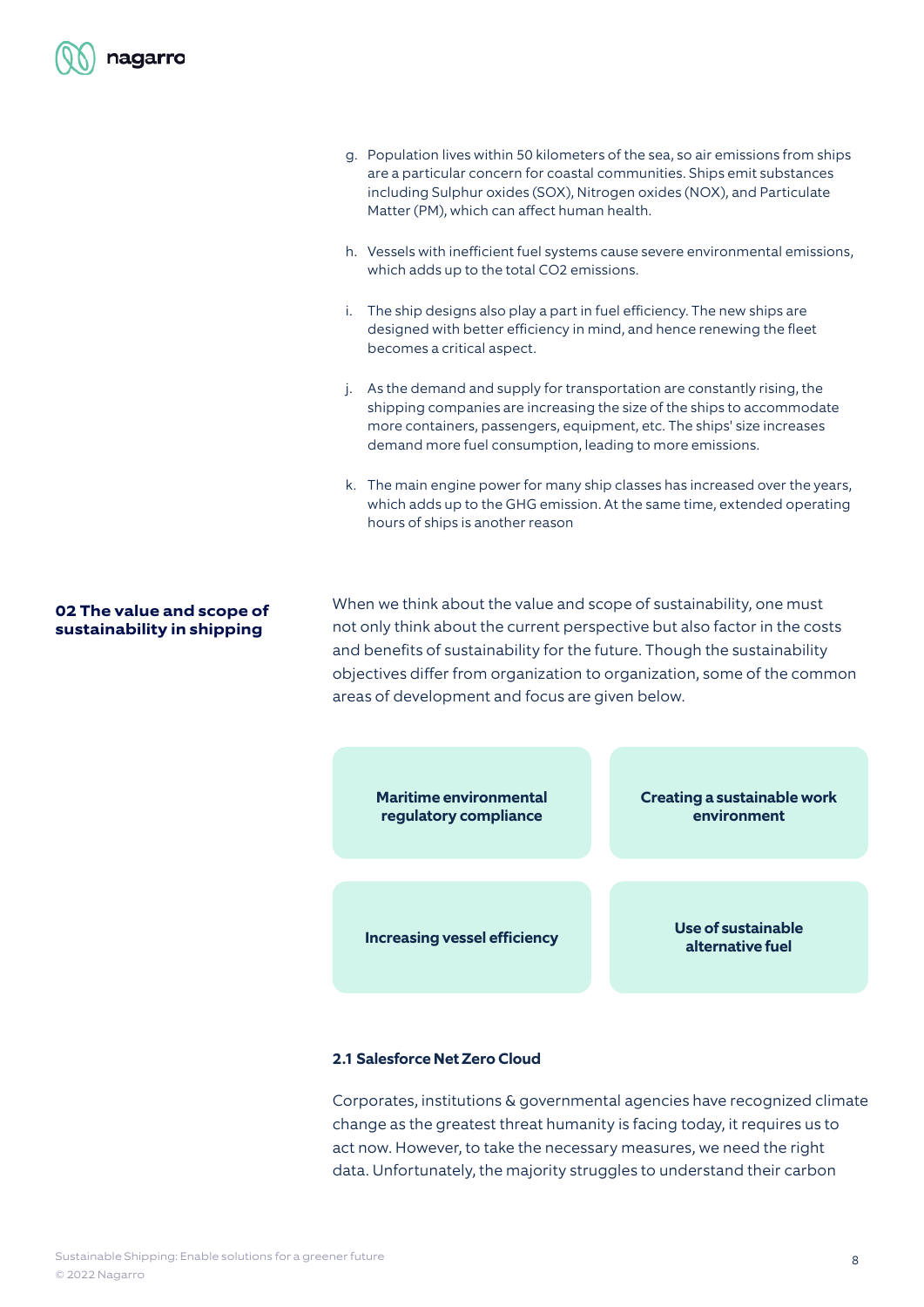g. Population lives within 50 kilometers of the sea, so air emissions from ships are a particular concern for coastal communities. Ships emit substances including Sulphur oxides (SOX), Nitrogen oxides (NOX), and Particulate Matter (PM), which can affect human health.

h. Vessels with inefficient fuel systems cause severe environmental emissions, which adds up to the total $CO_2$ emissions.

i. The ship designs also play a part in fuel efficiency. The new ships are designed with better efficiency in mind, and hence renewing the fleet becomes a critical aspect.

j. As the demand and supply for transportation are constantly rising, the shipping companies are increasing the size of the ships to accommodate more containers, passengers, equipment, etc. The ships' size increases demand more fuel consumption, leading to more emissions.

k. The main engine power for many ship classes has increased over the years, which adds up to the GHG emission. At the same time, extended operating hours of ships is another reason

## 02 The value and scope of sustainability in shipping

When we think about the value and scope of sustainability, one must not only think about the current perspective but also factor in the costs and benefits of sustainability for the future. Though the sustainability objectives differ from organization to organization, some of the common areas of development and focus are given below.

- **Maritime environmental regulatory compliance**
- **Creating a sustainable work environment**
- **Increasing vessel efficiency**
- **Use of sustainable alternative fuel**

### 2.1 Salesforce Net Zero Cloud

Corporates, institutions & governmental agencies have recognized climate change as the greatest threat humanity is facing today, it requires us to act now. However, to take the necessary measures, we need the right data. Unfortunately, the majority struggles to understand their carbon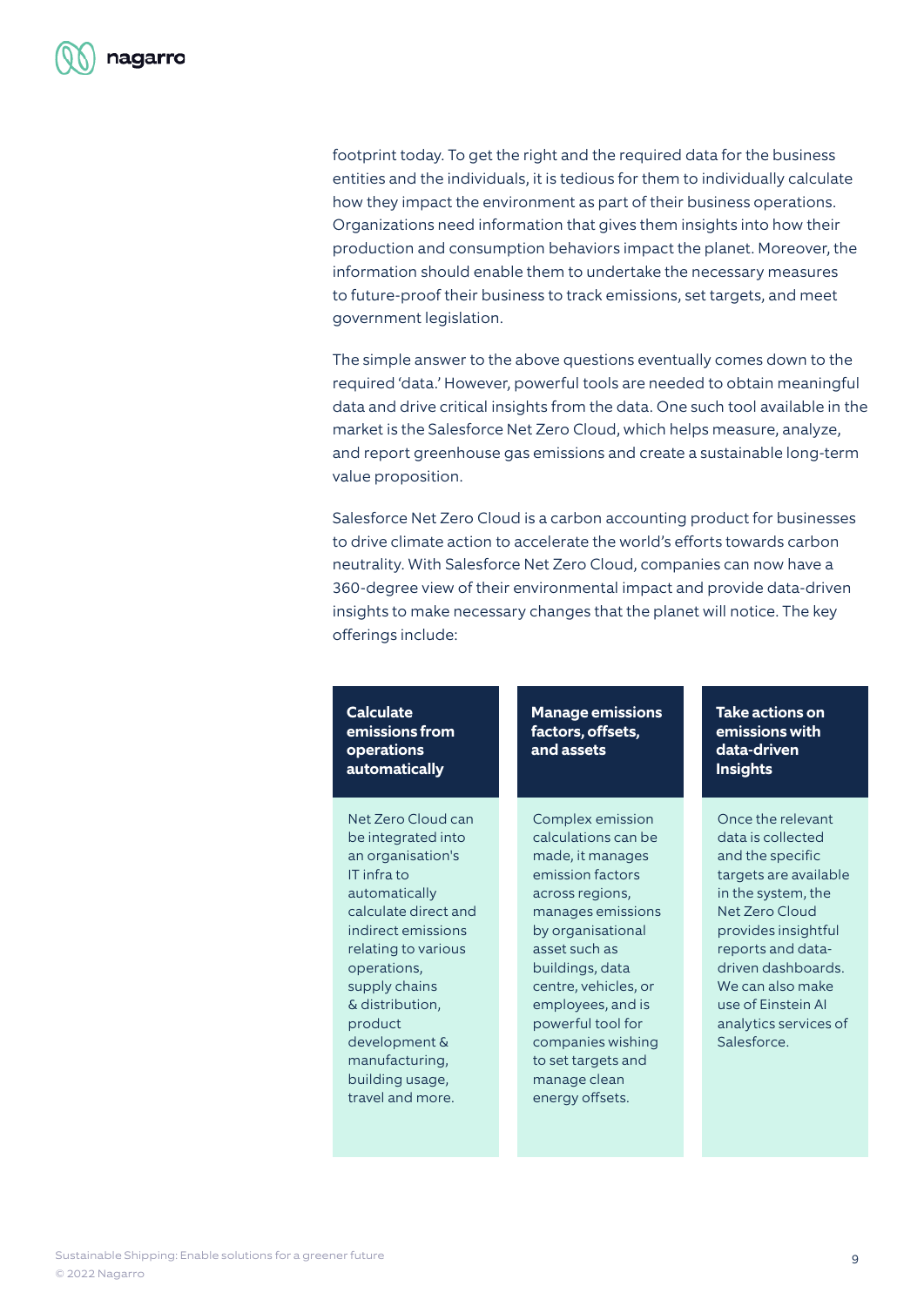footprint today. To get the right and the required data for the business entities and the individuals, it is tedious for them to individually calculate how they impact the environment as part of their business operations. Organizations need information that gives them insights into how their production and consumption behaviors impact the planet. Moreover, the information should enable them to undertake the necessary measures to future-proof their business to track emissions, set targets, and meet government legislation.

The simple answer to the above questions eventually comes down to the required 'data.' However, powerful tools are needed to obtain meaningful data and drive critical insights from the data. One such tool available in the market is the Salesforce Net Zero Cloud, which helps measure, analyze, and report greenhouse gas emissions and create a sustainable long-term value proposition.

Salesforce Net Zero Cloud is a carbon accounting product for businesses to drive climate action to accelerate the world's efforts towards carbon neutrality. With Salesforce Net Zero Cloud, companies can now have a 360-degree view of their environmental impact and provide data-driven insights to make necessary changes that the planet will notice. The key offerings include:

| Calculate emissions from operations automatically | Manage emissions factors, offsets, and assets | Take actions on emissions with data-driven Insights |
|---|---|---|
| Net Zero Cloud can be integrated into an organisation's IT infra to automatically calculate direct and indirect emissions relating to various operations, supply chains & distribution, product development & manufacturing, building usage, travel and more. | Complex emission calculations can be made, it manages emission factors across regions, manages emissions by organisational asset such as buildings, data centre, vehicles, or employees, and is powerful tool for companies wishing to set targets and manage clean energy offsets. | Once the relevant data is collected and the specific targets are available in the system, the Net Zero Cloud provides insightful reports and data-driven dashboards. We can also make use of Einstein AI analytics services of Salesforce. |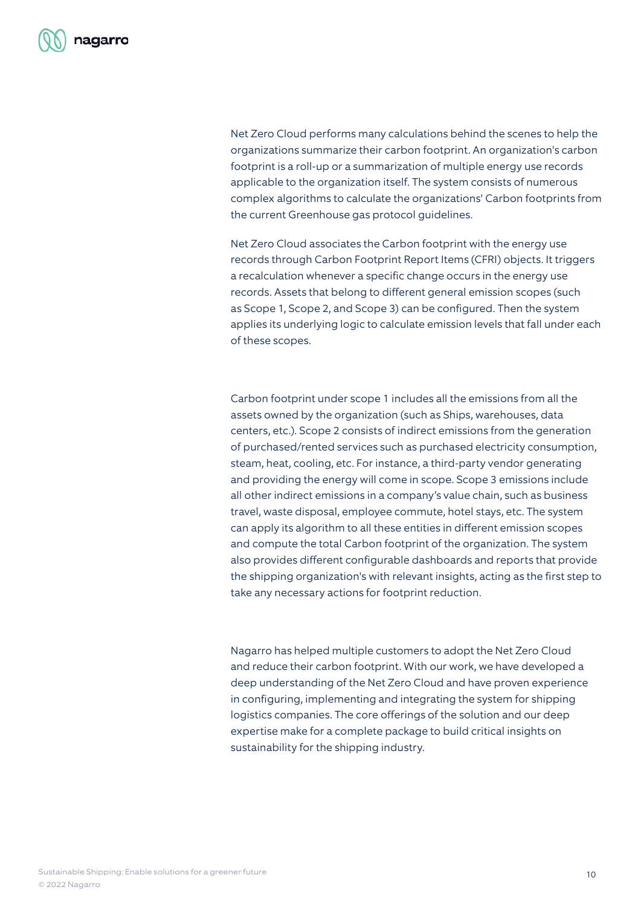Net Zero Cloud performs many calculations behind the scenes to help the organizations summarize their carbon footprint. An organization's carbon footprint is a roll-up or a summarization of multiple energy use records applicable to the organization itself. The system consists of numerous complex algorithms to calculate the organizations' Carbon footprints from the current Greenhouse gas protocol guidelines.

Net Zero Cloud associates the Carbon footprint with the energy use records through Carbon Footprint Report Items (CFRI) objects. It triggers a recalculation whenever a specific change occurs in the energy use records. Assets that belong to different general emission scopes (such as Scope 1, Scope 2, and Scope 3) can be configured. Then the system applies its underlying logic to calculate emission levels that fall under each of these scopes.

Carbon footprint under scope 1 includes all the emissions from all the assets owned by the organization (such as Ships, warehouses, data centers, etc.). Scope 2 consists of indirect emissions from the generation of purchased/rented services such as purchased electricity consumption, steam, heat, cooling, etc. For instance, a third-party vendor generating and providing the energy will come in scope. Scope 3 emissions include all other indirect emissions in a company's value chain, such as business travel, waste disposal, employee commute, hotel stays, etc. The system can apply its algorithm to all these entities in different emission scopes and compute the total Carbon footprint of the organization. The system also provides different configurable dashboards and reports that provide the shipping organization's with relevant insights, acting as the first step to take any necessary actions for footprint reduction.

Nagarro has helped multiple customers to adopt the Net Zero Cloud and reduce their carbon footprint. With our work, we have developed a deep understanding of the Net Zero Cloud and have proven experience in configuring, implementing and integrating the system for shipping logistics companies. The core offerings of the solution and our deep expertise make for a complete package to build critical insights on sustainability for the shipping industry.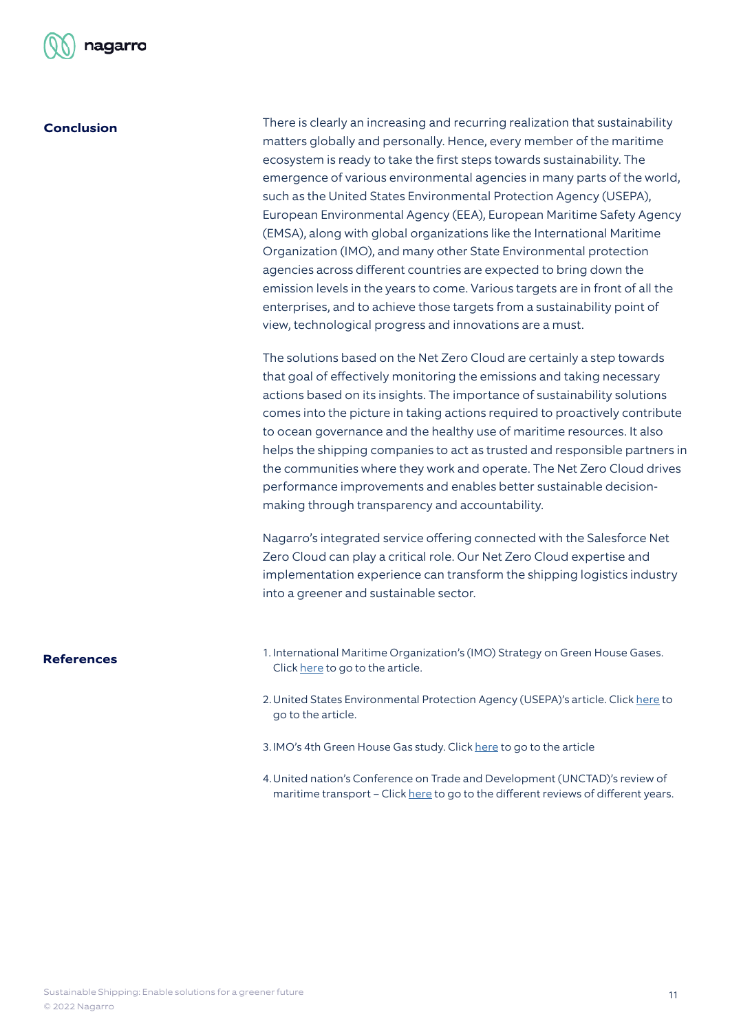## Conclusion

There is clearly an increasing and recurring realization that sustainability matters globally and personally. Hence, every member of the maritime ecosystem is ready to take the first steps towards sustainability. The emergence of various environmental agencies in many parts of the world, such as the United States Environmental Protection Agency (USEPA), European Environmental Agency (EEA), European Maritime Safety Agency (EMSA), along with global organizations like the International Maritime Organization (IMO), and many other State Environmental protection agencies across different countries are expected to bring down the emission levels in the years to come. Various targets are in front of all the enterprises, and to achieve those targets from a sustainability point of view, technological progress and innovations are a must.

The solutions based on the Net Zero Cloud are certainly a step towards that goal of effectively monitoring the emissions and taking necessary actions based on its insights. The importance of sustainability solutions comes into the picture in taking actions required to proactively contribute to ocean governance and the healthy use of maritime resources. It also helps the shipping companies to act as trusted and responsible partners in the communities where they work and operate. The Net Zero Cloud drives performance improvements and enables better sustainable decision-making through transparency and accountability.

Nagarro's integrated service offering connected with the Salesforce Net Zero Cloud can play a critical role. Our Net Zero Cloud expertise and implementation experience can transform the shipping logistics industry into a greener and sustainable sector.

## References

1. International Maritime Organization's (IMO) Strategy on Green House Gases. Click here to go to the article.
2. United States Environmental Protection Agency (USEPA)'s article. Click here to go to the article.
3. IMO's 4th Green House Gas study. Click here to go to the article
4. United nation's Conference on Trade and Development (UNCTAD)'s review of maritime transport – Click here to go to the different reviews of different years.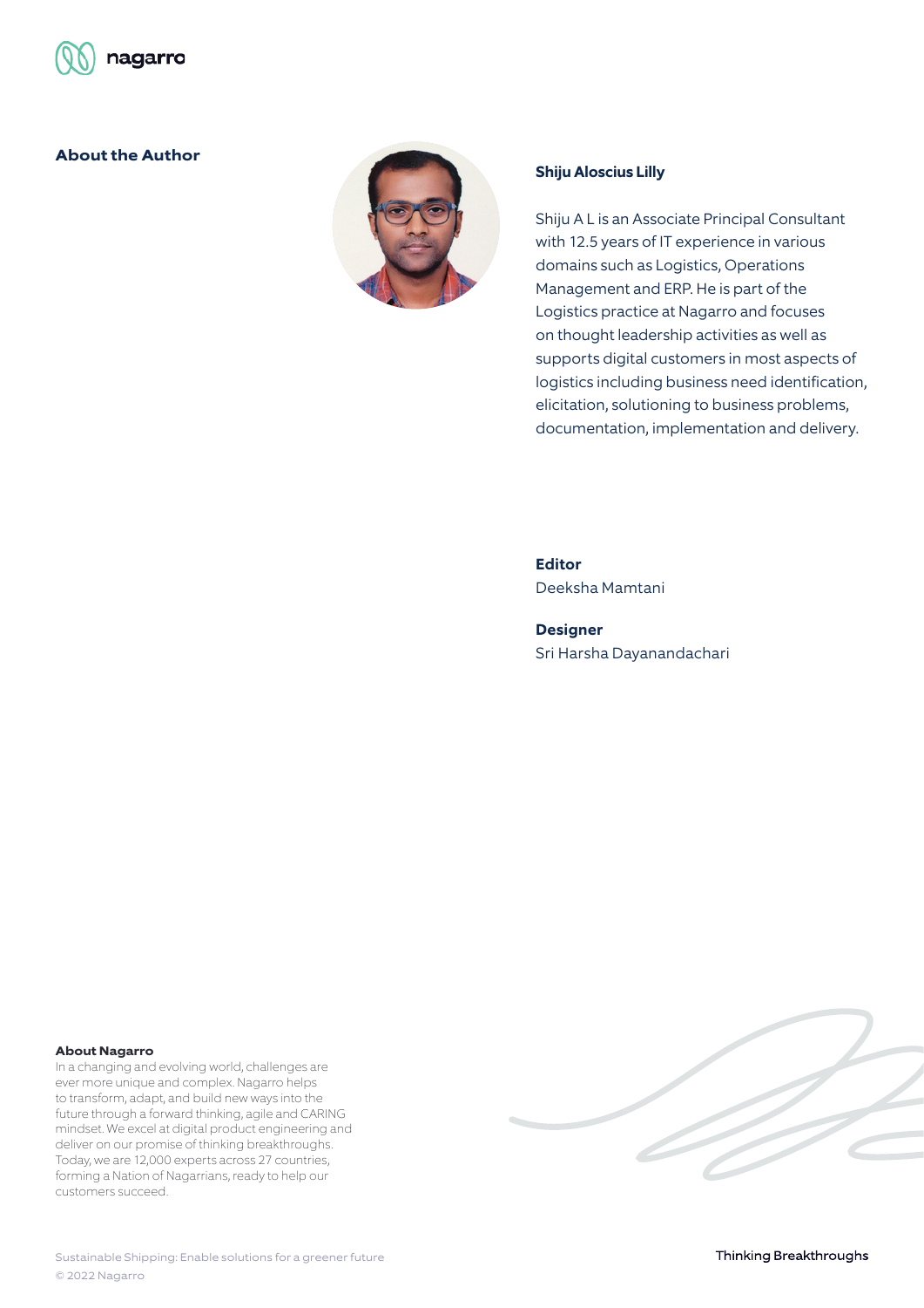## About the Author

### Shiju Aloscius Lilly

Shiju A L is an Associate Principal Consultant with 12.5 years of IT experience in various domains such as Logistics, Operations Management and ERP. He is part of the Logistics practice at Nagarro and focuses on thought leadership activities as well as supports digital customers in most aspects of logistics including business need identification, elicitation, solutioning to business problems, documentation, implementation and delivery.

**Editor**
Deeksha Mamtani

**Designer**
Sri Harsha Dayanandachari

**About Nagarro**
In a changing and evolving world, challenges are ever more unique and complex. Nagarro helps to transform, adapt, and build new ways into the future through a forward thinking, agile and CARING mindset. We excel at digital product engineering and deliver on our promise of thinking breakthroughs. Today, we are 12,000 experts across 27 countries, forming a Nation of Nagarrians, ready to help our customers succeed.